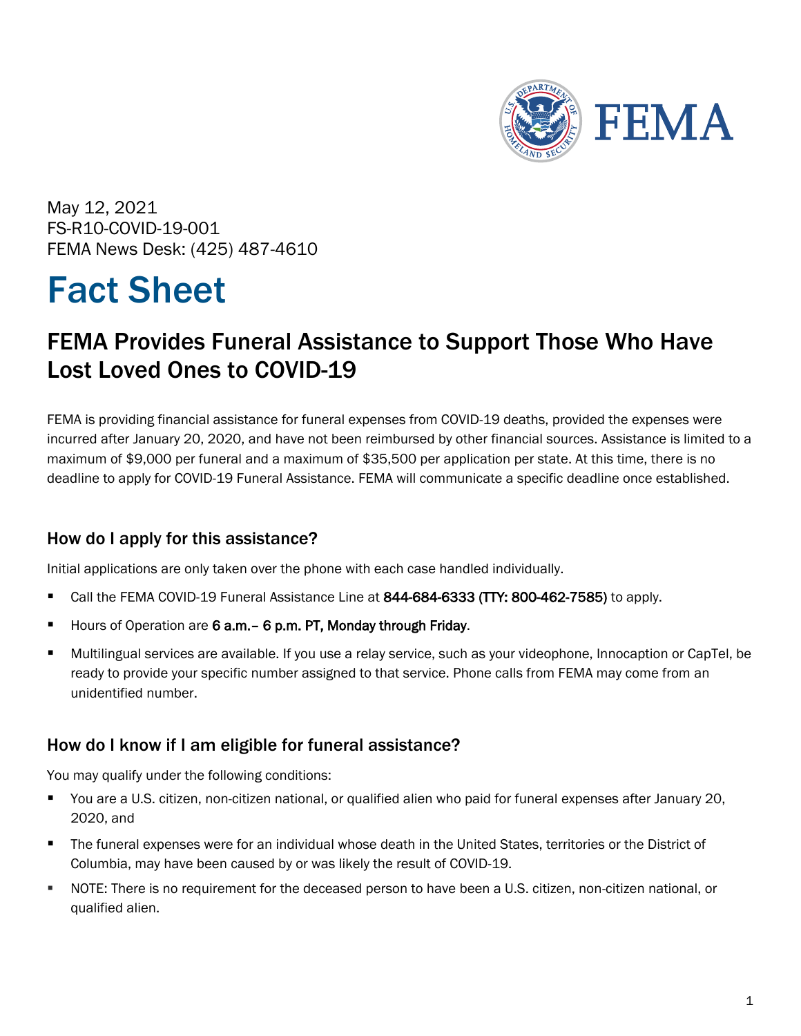May 12, 2021
FS-R10-COVID-19-001
FEMA News Desk: (425) 487-4610

# Fact Sheet

## FEMA Provides Funeral Assistance to Support Those Who Have Lost Loved Ones to COVID-19

FEMA is providing financial assistance for funeral expenses from COVID-19 deaths, provided the expenses were incurred after January 20, 2020, and have not been reimbursed by other financial sources. Assistance is limited to a maximum of $9,000 per funeral and a maximum of $35,500 per application per state. At this time, there is no deadline to apply for COVID-19 Funeral Assistance. FEMA will communicate a specific deadline once established.

### How do I apply for this assistance?

Initial applications are only taken over the phone with each case handled individually.

- Call the FEMA COVID-19 Funeral Assistance Line at **844-684-6333 (TTY: 800-462-7585)** to apply.
- Hours of Operation are **6 a.m.– 6 p.m. PT, Monday through Friday**.
- Multilingual services are available. If you use a relay service, such as your videophone, Innocaption or CapTel, be ready to provide your specific number assigned to that service. Phone calls from FEMA may come from an unidentified number.

### How do I know if I am eligible for funeral assistance?

You may qualify under the following conditions:

- You are a U.S. citizen, non-citizen national, or qualified alien who paid for funeral expenses after January 20, 2020, and
- The funeral expenses were for an individual whose death in the United States, territories or the District of Columbia, may have been caused by or was likely the result of COVID-19.
- NOTE: There is no requirement for the deceased person to have been a U.S. citizen, non-citizen national, or qualified alien.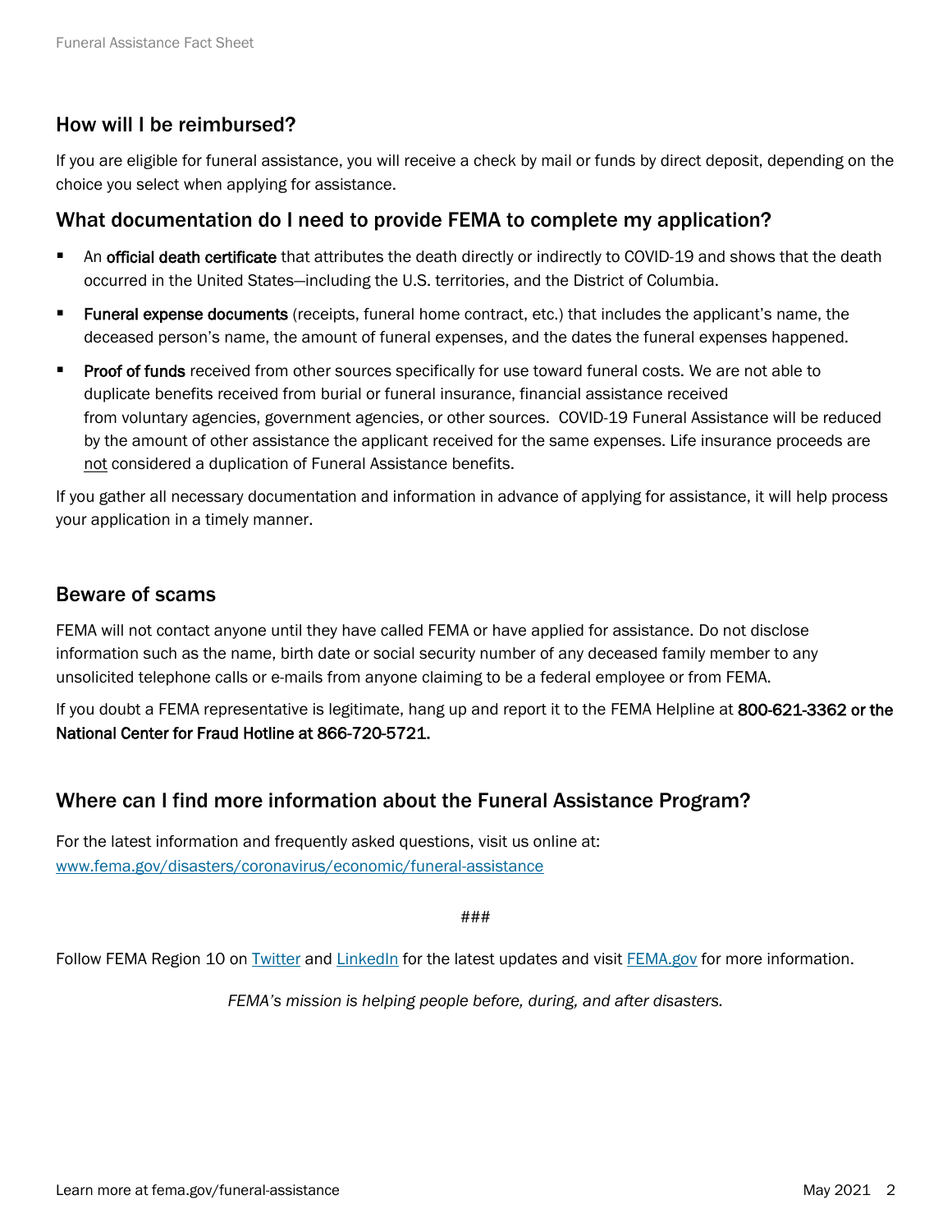## How will I be reimbursed?

If you are eligible for funeral assistance, you will receive a check by mail or funds by direct deposit, depending on the choice you select when applying for assistance.

## What documentation do I need to provide FEMA to complete my application?

- An **official death certificate** that attributes the death directly or indirectly to COVID-19 and shows that the death occurred in the United States—including the U.S. territories, and the District of Columbia.
- **Funeral expense documents** (receipts, funeral home contract, etc.) that includes the applicant's name, the deceased person's name, the amount of funeral expenses, and the dates the funeral expenses happened.
- **Proof of funds** received from other sources specifically for use toward funeral costs. We are not able to duplicate benefits received from burial or funeral insurance, financial assistance received from voluntary agencies, government agencies, or other sources. COVID-19 Funeral Assistance will be reduced by the amount of other assistance the applicant received for the same expenses. Life insurance proceeds are not considered a duplication of Funeral Assistance benefits.

If you gather all necessary documentation and information in advance of applying for assistance, it will help process your application in a timely manner.

## Beware of scams

FEMA will not contact anyone until they have called FEMA or have applied for assistance. Do not disclose information such as the name, birth date or social security number of any deceased family member to any unsolicited telephone calls or e-mails from anyone claiming to be a federal employee or from FEMA.

If you doubt a FEMA representative is legitimate, hang up and report it to the FEMA Helpline at **800-621-3362 or the National Center for Fraud Hotline at 866-720-5721.**

## Where can I find more information about the Funeral Assistance Program?

For the latest information and frequently asked questions, visit us online at: [www.fema.gov/disasters/coronavirus/economic/funeral-assistance](www.fema.gov/disasters/coronavirus/economic/funeral-assistance)

###

Follow FEMA Region 10 on Twitter and LinkedIn for the latest updates and visit FEMA.gov for more information.

*FEMA's mission is helping people before, during, and after disasters.*